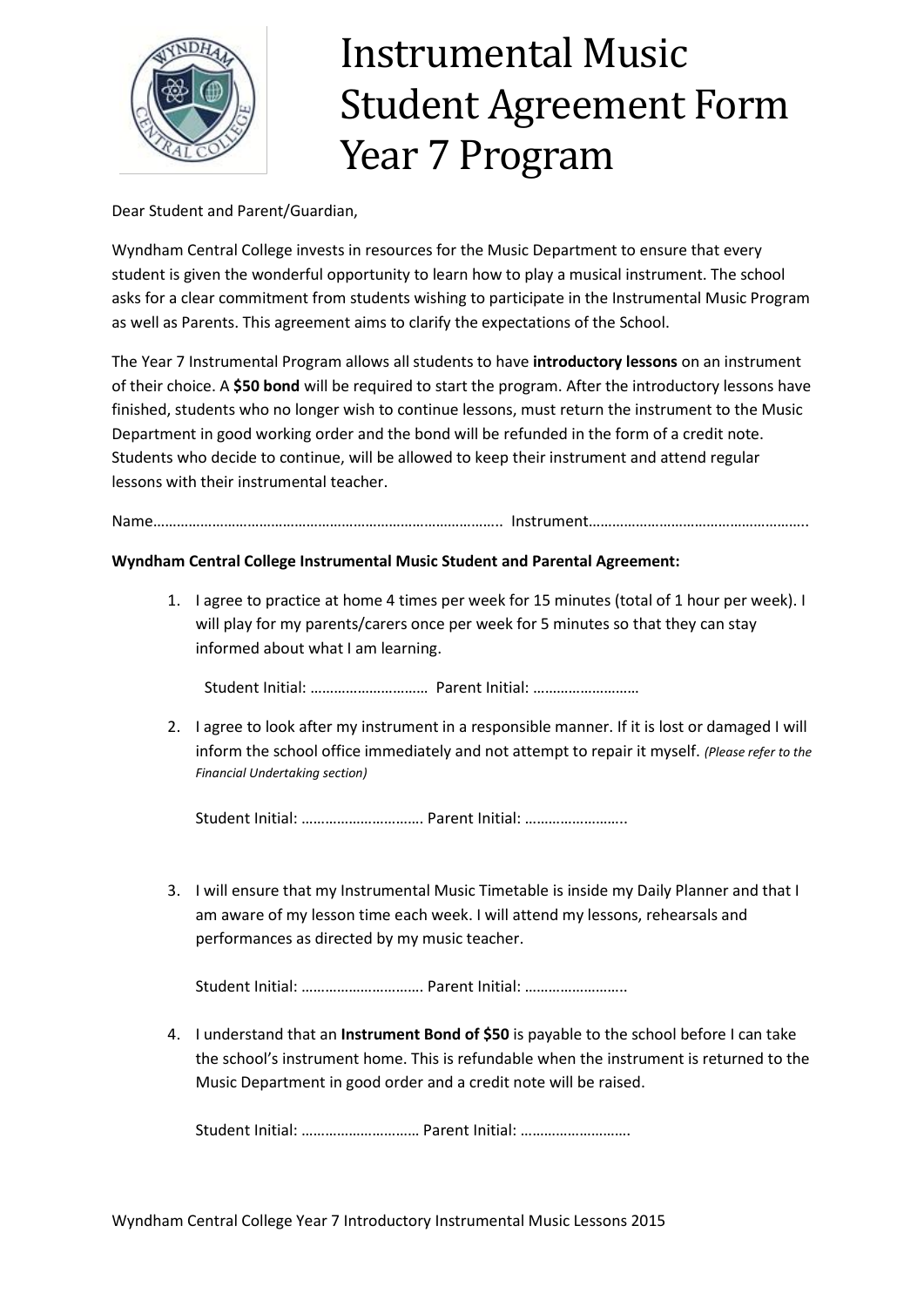# Instrumental Music Student Agreement Form Year 7 Program

Dear Student and Parent/Guardian,

Wyndham Central College invests in resources for the Music Department to ensure that every student is given the wonderful opportunity to learn how to play a musical instrument. The school asks for a clear commitment from students wishing to participate in the Instrumental Music Program as well as Parents. This agreement aims to clarify the expectations of the School.

The Year 7 Instrumental Program allows all students to have **introductory lessons** on an instrument of their choice. A **$50 bond** will be required to start the program. After the introductory lessons have finished, students who no longer wish to continue lessons, must return the instrument to the Music Department in good working order and the bond will be refunded in the form of a credit note. Students who decide to continue, will be allowed to keep their instrument and attend regular lessons with their instrumental teacher.

Name………………………………………………………………………….. Instrument………………………………………………..

**Wyndham Central College Instrumental Music Student and Parental Agreement:**

1. I agree to practice at home 4 times per week for 15 minutes (total of 1 hour per week). I will play for my parents/carers once per week for 5 minutes so that they can stay informed about what I am learning.

   Student Initial: ………………………… Parent Initial: ………………………

2. I agree to look after my instrument in a responsible manner. If it is lost or damaged I will inform the school office immediately and not attempt to repair it myself. *(Please refer to the Financial Undertaking section)*

   Student Initial: …………………………. Parent Initial: ……………………..

3. I will ensure that my Instrumental Music Timetable is inside my Daily Planner and that I am aware of my lesson time each week. I will attend my lessons, rehearsals and performances as directed by my music teacher.

   Student Initial: …………………………. Parent Initial: ……………………..

4. I understand that an **Instrument Bond of $50** is payable to the school before I can take the school's instrument home. This is refundable when the instrument is returned to the Music Department in good order and a credit note will be raised.

   Student Initial: ………………………… Parent Initial: ……………………….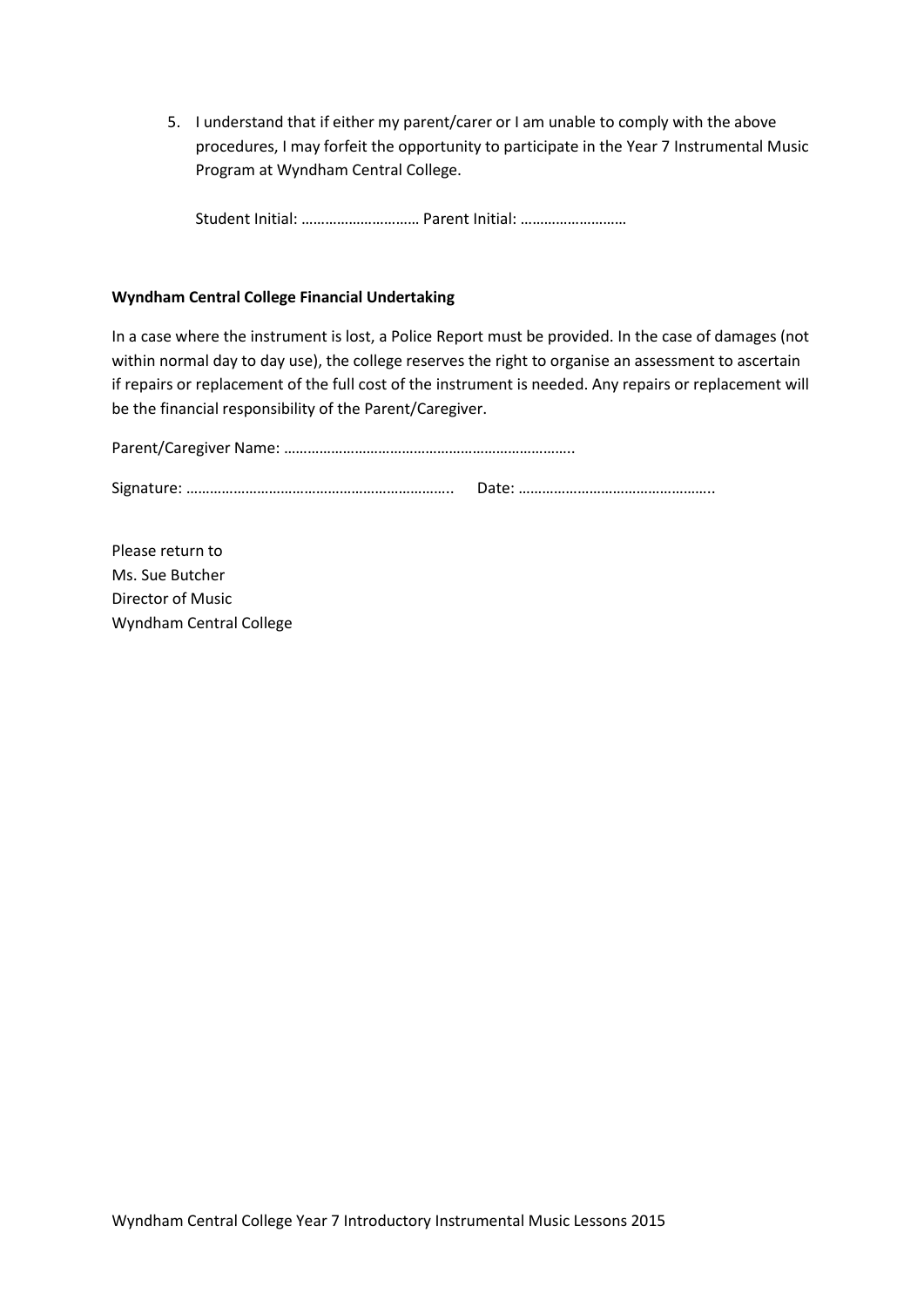5. I understand that if either my parent/carer or I am unable to comply with the above procedures, I may forfeit the opportunity to participate in the Year 7 Instrumental Music Program at Wyndham Central College.

   Student Initial: ………………………… Parent Initial: ………………………

**Wyndham Central College Financial Undertaking**

In a case where the instrument is lost, a Police Report must be provided. In the case of damages (not within normal day to day use), the college reserves the right to organise an assessment to ascertain if repairs or replacement of the full cost of the instrument is needed. Any repairs or replacement will be the financial responsibility of the Parent/Caregiver.

Parent/Caregiver Name: ……………………………………………………………….

Signature: …………………………………………………………. Date: …………………………………………..

Please return to  
Ms. Sue Butcher  
Director of Music  
Wyndham Central College